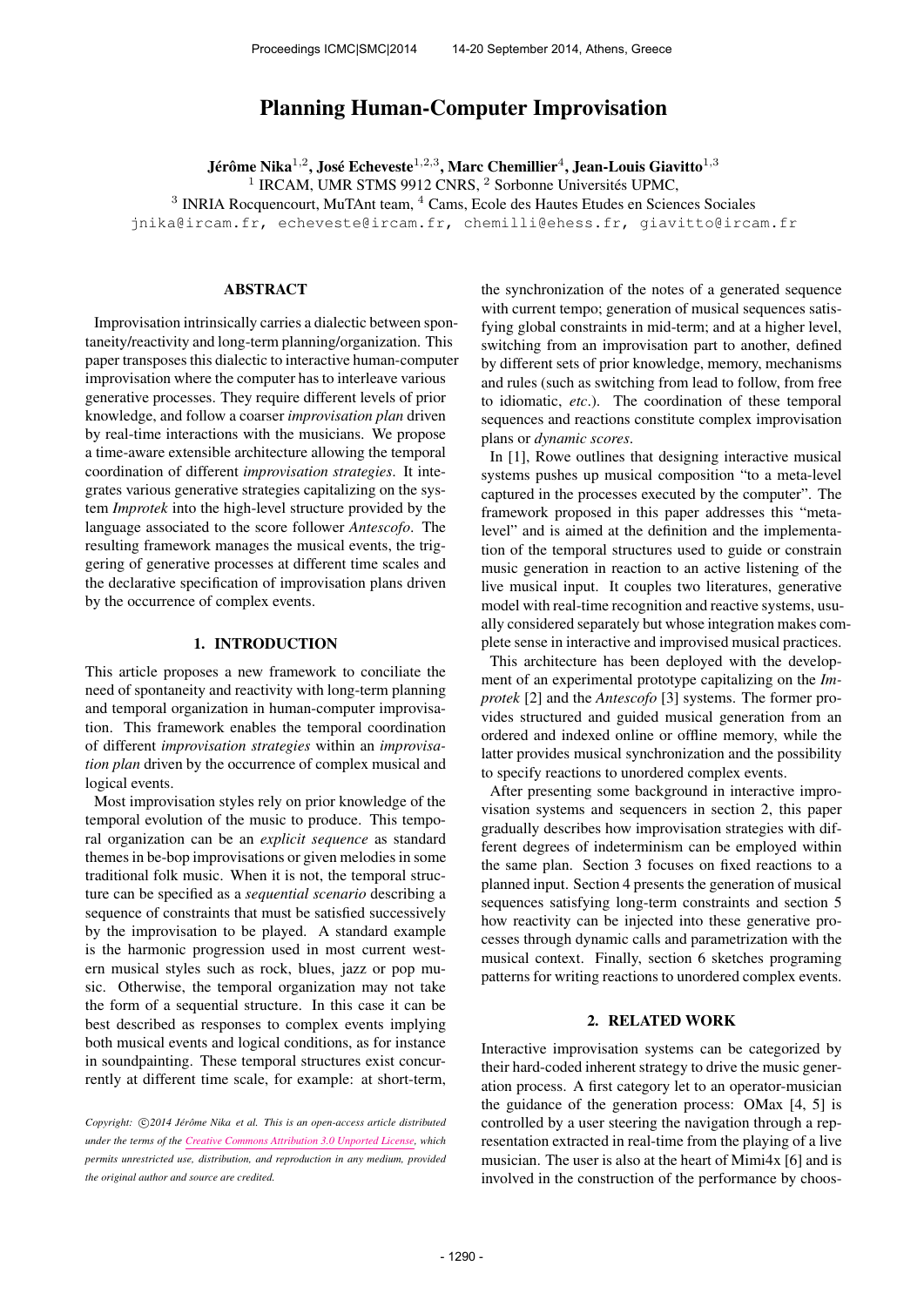# Planning Human-Computer Improvisation

**Jérôme Nika**[1,2], **José Echeveste**[1,2,3], **Marc Chemillier**[4], **Jean-Louis Giavitto**[1,3]

[1] IRCAM, UMR STMS 9912 CNRS, [2] Sorbonne Universités UPMC,
[3] INRIA Rocquencourt, MuTAnt team, [4] Cams, Ecole des Hautes Etudes en Sciences Sociales
jnika@ircam.fr, echeveste@ircam.fr, chemilli@ehess.fr, giavitto@ircam.fr

## ABSTRACT

Improvisation intrinsically carries a dialectic between spontaneity/reactivity and long-term planning/organization. This paper transposes this dialectic to interactive human-computer improvisation where the computer has to interleave various generative processes. They require different levels of prior knowledge, and follow a coarser *improvisation plan* driven by real-time interactions with the musicians. We propose a time-aware extensible architecture allowing the temporal coordination of different *improvisation strategies*. It integrates various generative strategies capitalizing on the system *Improtek* into the high-level structure provided by the language associated to the score follower *Antescofo*. The resulting framework manages the musical events, the triggering of generative processes at different time scales and the declarative specification of improvisation plans driven by the occurrence of complex events.

## 1. INTRODUCTION

This article proposes a new framework to conciliate the need of spontaneity and reactivity with long-term planning and temporal organization in human-computer improvisation. This framework enables the temporal coordination of different *improvisation strategies* within an *improvisation plan* driven by the occurrence of complex musical and logical events.

Most improvisation styles rely on prior knowledge of the temporal evolution of the music to produce. This temporal organization can be an *explicit sequence* as standard themes in be-bop improvisations or given melodies in some traditional folk music. When it is not, the temporal structure can be specified as a *sequential scenario* describing a sequence of constraints that must be satisfied successively by the improvisation to be played. A standard example is the harmonic progression used in most current western musical styles such as rock, blues, jazz or pop music. Otherwise, the temporal organization may not take the form of a sequential structure. In this case it can be best described as responses to complex events implying both musical events and logical conditions, as for instance in soundpainting. These temporal structures exist concurrently at different time scale, for example: at short-term, the synchronization of the notes of a generated sequence with current tempo; generation of musical sequences satisfying global constraints in mid-term; and at a higher level, switching from an improvisation part to another, defined by different sets of prior knowledge, memory, mechanisms and rules (such as switching from lead to follow, from free to idiomatic, *etc*.). The coordination of these temporal sequences and reactions constitute complex improvisation plans or *dynamic scores*.

In [1], Rowe outlines that designing interactive musical systems pushes up musical composition "to a meta-level captured in the processes executed by the computer". The framework proposed in this paper addresses this "meta-level" and is aimed at the definition and the implementation of the temporal structures used to guide or constrain music generation in reaction to an active listening of the live musical input. It couples two literatures, generative model with real-time recognition and reactive systems, usually considered separately but whose integration makes complete sense in interactive and improvised musical practices.

This architecture has been deployed with the development of an experimental prototype capitalizing on the *Improtek* [2] and the *Antescofo* [3] systems. The former provides structured and guided musical generation from an ordered and indexed online or offline memory, while the latter provides musical synchronization and the possibility to specify reactions to unordered complex events.

After presenting some background in interactive improvisation systems and sequencers in section 2, this paper gradually describes how improvisation strategies with different degrees of indeterminism can be employed within the same plan. Section 3 focuses on fixed reactions to a planned input. Section 4 presents the generation of musical sequences satisfying long-term constraints and section 5 how reactivity can be injected into these generative processes through dynamic calls and parametrization with the musical context. Finally, section 6 sketches programing patterns for writing reactions to unordered complex events.

## 2. RELATED WORK

Interactive improvisation systems can be categorized by their hard-coded inherent strategy to drive the music generation process. A first category let to an operator-musician the guidance of the generation process: OMax [4, 5] is controlled by a user steering the navigation through a representation extracted in real-time from the playing of a live musician. The user is also at the heart of Mimi4x [6] and is involved in the construction of the performance by choos-

*Copyright: ©2014 Jérôme Nika et al. This is an open-access article distributed under the terms of the Creative Commons Attribution 3.0 Unported License, which permits unrestricted use, distribution, and reproduction in any medium, provided the original author and source are credited.*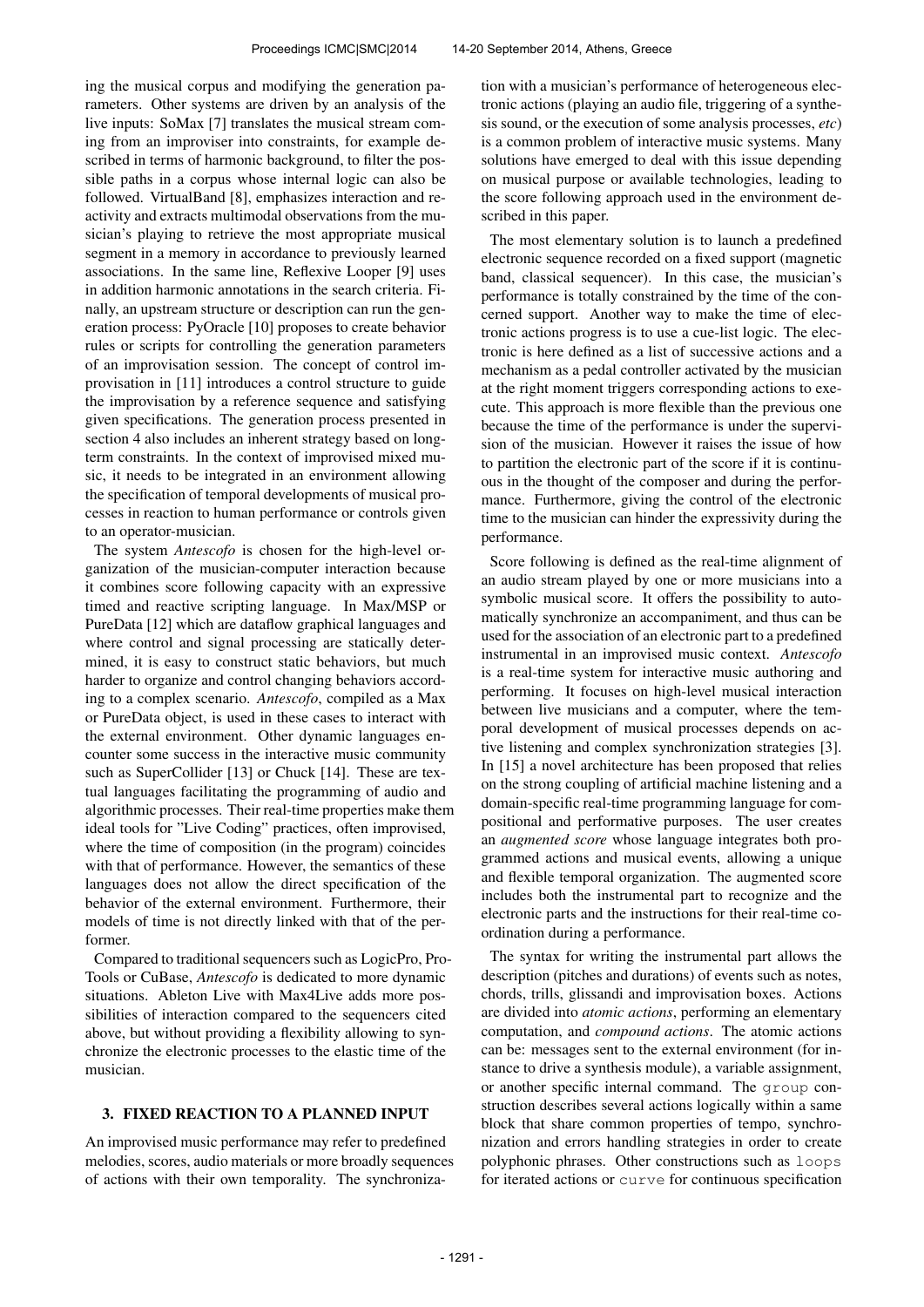ing the musical corpus and modifying the generation parameters. Other systems are driven by an analysis of the live inputs: SoMax [7] translates the musical stream coming from an improviser into constraints, for example described in terms of harmonic background, to filter the possible paths in a corpus whose internal logic can also be followed. VirtualBand [8], emphasizes interaction and reactivity and extracts multimodal observations from the musician's playing to retrieve the most appropriate musical segment in a memory in accordance to previously learned associations. In the same line, Reflexive Looper [9] uses in addition harmonic annotations in the search criteria. Finally, an upstream structure or description can run the generation process: PyOracle [10] proposes to create behavior rules or scripts for controlling the generation parameters of an improvisation session. The concept of control improvisation in [11] introduces a control structure to guide the improvisation by a reference sequence and satisfying given specifications. The generation process presented in section 4 also includes an inherent strategy based on long-term constraints. In the context of improvised mixed music, it needs to be integrated in an environment allowing the specification of temporal developments of musical processes in reaction to human performance or controls given to an operator-musician.

The system *Antescofo* is chosen for the high-level organization of the musician-computer interaction because it combines score following capacity with an expressive timed and reactive scripting language. In Max/MSP or PureData [12] which are dataflow graphical languages and where control and signal processing are statically determined, it is easy to construct static behaviors, but much harder to organize and control changing behaviors according to a complex scenario. *Antescofo*, compiled as a Max or PureData object, is used in these cases to interact with the external environment. Other dynamic languages encounter some success in the interactive music community such as SuperCollider [13] or Chuck [14]. These are textual languages facilitating the programming of audio and algorithmic processes. Their real-time properties make them ideal tools for "Live Coding" practices, often improvised, where the time of composition (in the program) coincides with that of performance. However, the semantics of these languages does not allow the direct specification of the behavior of the external environment. Furthermore, their models of time is not directly linked with that of the performer.

Compared to traditional sequencers such as LogicPro, ProTools or CuBase, *Antescofo* is dedicated to more dynamic situations. Ableton Live with Max4Live adds more possibilities of interaction compared to the sequencers cited above, but without providing a flexibility allowing to synchronize the electronic processes to the elastic time of the musician.

## 3. FIXED REACTION TO A PLANNED INPUT

An improvised music performance may refer to predefined melodies, scores, audio materials or more broadly sequences of actions with their own temporality. The synchronization with a musician's performance of heterogeneous electronic actions (playing an audio file, triggering of a synthesis sound, or the execution of some analysis processes, *etc*) is a common problem of interactive music systems. Many solutions have emerged to deal with this issue depending on musical purpose or available technologies, leading to the score following approach used in the environment described in this paper.

The most elementary solution is to launch a predefined electronic sequence recorded on a fixed support (magnetic band, classical sequencer). In this case, the musician's performance is totally constrained by the time of the concerned support. Another way to make the time of electronic actions progress is to use a cue-list logic. The electronic is here defined as a list of successive actions and a mechanism as a pedal controller activated by the musician at the right moment triggers corresponding actions to execute. This approach is more flexible than the previous one because the time of the performance is under the supervision of the musician. However it raises the issue of how to partition the electronic part of the score if it is continuous in the thought of the composer and during the performance. Furthermore, giving the control of the electronic time to the musician can hinder the expressivity during the performance.

Score following is defined as the real-time alignment of an audio stream played by one or more musicians into a symbolic musical score. It offers the possibility to automatically synchronize an accompaniment, and thus can be used for the association of an electronic part to a predefined instrumental in an improvised music context. *Antescofo* is a real-time system for interactive music authoring and performing. It focuses on high-level musical interaction between live musicians and a computer, where the temporal development of musical processes depends on active listening and complex synchronization strategies [3]. In [15] a novel architecture has been proposed that relies on the strong coupling of artificial machine listening and a domain-specific real-time programming language for compositional and performative purposes. The user creates an *augmented score* whose language integrates both programmed actions and musical events, allowing a unique and flexible temporal organization. The augmented score includes both the instrumental part to recognize and the electronic parts and the instructions for their real-time coordination during a performance.

The syntax for writing the instrumental part allows the description (pitches and durations) of events such as notes, chords, trills, glissandi and improvisation boxes. Actions are divided into *atomic actions*, performing an elementary computation, and *compound actions*. The atomic actions can be: messages sent to the external environment (for instance to drive a synthesis module), a variable assignment, or another specific internal command. The `group` construction describes several actions logically within a same block that share common properties of tempo, synchronization and errors handling strategies in order to create polyphonic phrases. Other constructions such as `loops` for iterated actions or `curve` for continuous specification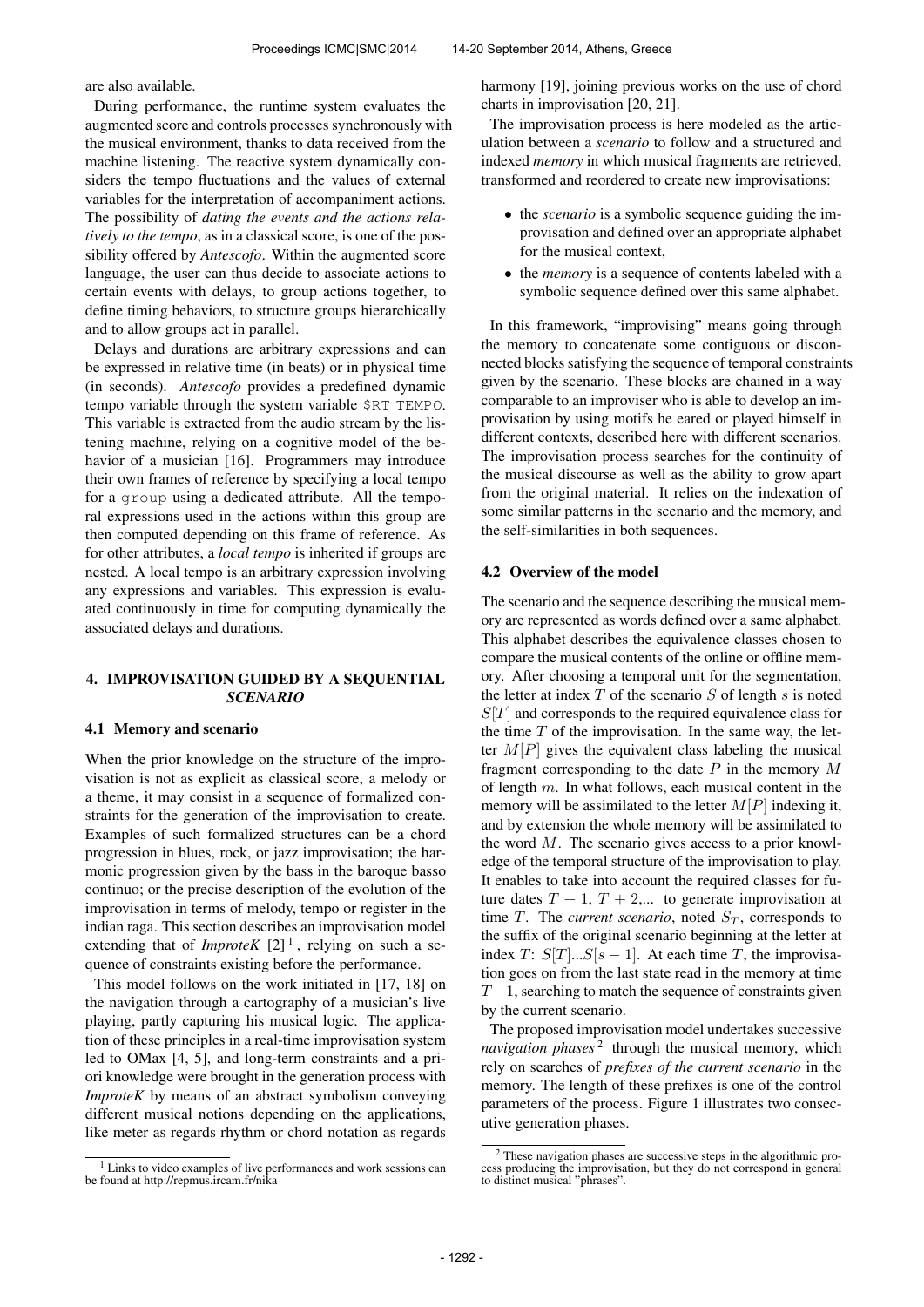are also available.

During performance, the runtime system evaluates the augmented score and controls processes synchronously with the musical environment, thanks to data received from the machine listening. The reactive system dynamically considers the tempo fluctuations and the values of external variables for the interpretation of accompaniment actions. The possibility of *dating the events and the actions relatively to the tempo*, as in a classical score, is one of the possibility offered by *Antescofo*. Within the augmented score language, the user can thus decide to associate actions to certain events with delays, to group actions together, to define timing behaviors, to structure groups hierarchically and to allow groups act in parallel.

Delays and durations are arbitrary expressions and can be expressed in relative time (in beats) or in physical time (in seconds). *Antescofo* provides a predefined dynamic tempo variable through the system variable `$RT_TEMPO`. This variable is extracted from the audio stream by the listening machine, relying on a cognitive model of the behavior of a musician [16]. Programmers may introduce their own frames of reference by specifying a local tempo for a `group` using a dedicated attribute. All the temporal expressions used in the actions within this group are then computed depending on this frame of reference. As for other attributes, a *local tempo* is inherited if groups are nested. A local tempo is an arbitrary expression involving any expressions and variables. This expression is evaluated continuously in time for computing dynamically the associated delays and durations.

## 4. IMPROVISATION GUIDED BY A SEQUENTIAL *SCENARIO*

### 4.1 Memory and scenario

When the prior knowledge on the structure of the improvisation is not as explicit as classical score, a melody or a theme, it may consist in a sequence of formalized constraints for the generation of the improvisation to create. Examples of such formalized structures can be a chord progression in blues, rock, or jazz improvisation; the harmonic progression given by the bass in the baroque basso continuo; or the precise description of the evolution of the improvisation in terms of melody, tempo or register in the indian raga. This section describes an improvisation model extending that of *ImproteK* [2] [1], relying on such a sequence of constraints existing before the performance.

This model follows on the work initiated in [17, 18] on the navigation through a cartography of a musician's live playing, partly capturing his musical logic. The application of these principles in a real-time improvisation system led to OMax [4, 5], and long-term constraints and a priori knowledge were brought in the generation process with *ImproteK* by means of an abstract symbolism conveying different musical notions depending on the applications, like meter as regards rhythm or chord notation as regards harmony [19], joining previous works on the use of chord charts in improvisation [20, 21].

The improvisation process is here modeled as the articulation between a *scenario* to follow and a structured and indexed *memory* in which musical fragments are retrieved, transformed and reordered to create new improvisations:

- the *scenario* is a symbolic sequence guiding the improvisation and defined over an appropriate alphabet for the musical context,
- the *memory* is a sequence of contents labeled with a symbolic sequence defined over this same alphabet.

In this framework, "improvising" means going through the memory to concatenate some contiguous or disconnected blocks satisfying the sequence of temporal constraints given by the scenario. These blocks are chained in a way comparable to an improviser who is able to develop an improvisation by using motifs he eared or played himself in different contexts, described here with different scenarios. The improvisation process searches for the continuity of the musical discourse as well as the ability to grow apart from the original material. It relies on the indexation of some similar patterns in the scenario and the memory, and the self-similarities in both sequences.

### 4.2 Overview of the model

The scenario and the sequence describing the musical memory are represented as words defined over a same alphabet. This alphabet describes the equivalence classes chosen to compare the musical contents of the online or offline memory. After choosing a temporal unit for the segmentation, the letter at index $T$ of the scenario $S$ of length $s$ is noted $S[T]$ and corresponds to the required equivalence class for the time $T$ of the improvisation. In the same way, the letter $M[P]$ gives the equivalent class labeling the musical fragment corresponding to the date $P$ in the memory $M$ of length $m$. In what follows, each musical content in the memory will be assimilated to the letter $M[P]$ indexing it, and by extension the whole memory will be assimilated to the word $M$. The scenario gives access to a prior knowledge of the temporal structure of the improvisation to play. It enables to take into account the required classes for future dates $T+1$, $T+2$,... to generate improvisation at time $T$. The *current scenario*, noted $S_T$, corresponds to the suffix of the original scenario beginning at the letter at index $T$: $S[T]...S[s-1]$. At each time $T$, the improvisation goes on from the last state read in the memory at time $T-1$, searching to match the sequence of constraints given by the current scenario.

The proposed improvisation model undertakes successive *navigation phases* [2] through the musical memory, which rely on searches of *prefixes of the current scenario* in the memory. The length of these prefixes is one of the control parameters of the process. Figure 1 illustrates two consecutive generation phases.

[1] Links to video examples of live performances and work sessions can be found at http://repmus.ircam.fr/nika

[2] These navigation phases are successive steps in the algorithmic process producing the improvisation, but they do not correspond in general to distinct musical "phrases".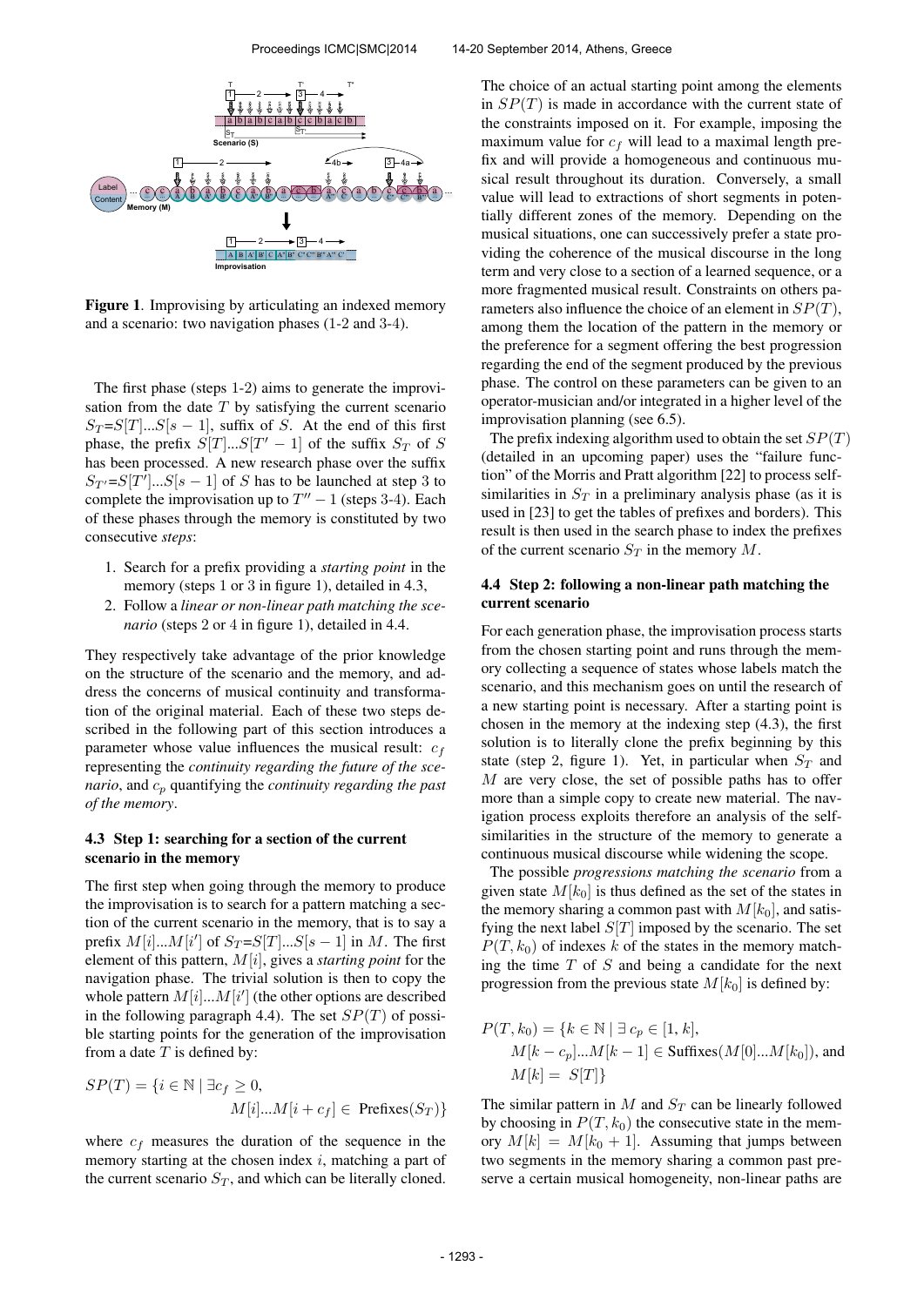**Figure 1**. Improvising by articulating an indexed memory and a scenario: two navigation phases (1-2 and 3-4).

The first phase (steps 1-2) aims to generate the improvisation from the date $T$ by satisfying the current scenario $S_T$=$S[T]...S[s-1]$, suffix of $S$. At the end of this first phase, the prefix $S[T]...S[T'-1]$ of the suffix $S_T$ of $S$ has been processed. A new research phase over the suffix $S_{T'}$=$S[T']...S[s-1]$ of $S$ has to be launched at step 3 to complete the improvisation up to $T''-1$ (steps 3-4). Each of these phases through the memory is constituted by two consecutive *steps*:

1. Search for a prefix providing a *starting point* in the memory (steps 1 or 3 in figure 1), detailed in 4.3,
2. Follow a *linear or non-linear path matching the scenario* (steps 2 or 4 in figure 1), detailed in 4.4.

They respectively take advantage of the prior knowledge on the structure of the scenario and the memory, and address the concerns of musical continuity and transformation of the original material. Each of these two steps described in the following part of this section introduces a parameter whose value influences the musical result: $c_f$ representing the *continuity regarding the future of the scenario*, and $c_p$ quantifying the *continuity regarding the past of the memory*.

### 4.3 Step 1: searching for a section of the current scenario in the memory

The first step when going through the memory to produce the improvisation is to search for a pattern matching a section of the current scenario in the memory, that is to say a prefix $M[i]...M[i']$ of $S_T$=$S[T]...S[s-1]$ in $M$. The first element of this pattern, $M[i]$, gives a *starting point* for the navigation phase. The trivial solution is then to copy the whole pattern $M[i]...M[i']$ (the other options are described in the following paragraph 4.4). The set $SP(T)$ of possible starting points for the generation of the improvisation from a date $T$ is defined by:

$$SP(T) = \{i \in \mathbb{N} \mid \exists c_f \geq 0, \\ M[i]...M[i+c_f] \in \text{ Prefixes}(S_T)\}$$

where $c_f$ measures the duration of the sequence in the memory starting at the chosen index $i$, matching a part of the current scenario $S_T$, and which can be literally cloned.

The choice of an actual starting point among the elements in $SP(T)$ is made in accordance with the current state of the constraints imposed on it. For example, imposing the maximum value for $c_f$ will lead to a maximal length prefix and will provide a homogeneous and continuous musical result throughout its duration. Conversely, a small value will lead to extractions of short segments in potentially different zones of the memory. Depending on the musical situations, one can successively prefer a state providing the coherence of the musical discourse in the long term and very close to a section of a learned sequence, or a more fragmented musical result. Constraints on others parameters also influence the choice of an element in $SP(T)$, among them the location of the pattern in the memory or the preference for a segment offering the best progression regarding the end of the segment produced by the previous phase. The control on these parameters can be given to an operator-musician and/or integrated in a higher level of the improvisation planning (see 6.5).

The prefix indexing algorithm used to obtain the set $SP(T)$ (detailed in an upcoming paper) uses the "failure function" of the Morris and Pratt algorithm [22] to process self-similarities in $S_T$ in a preliminary analysis phase (as it is used in [23] to get the tables of prefixes and borders). This result is then used in the search phase to index the prefixes of the current scenario $S_T$ in the memory $M$.

### 4.4 Step 2: following a non-linear path matching the current scenario

For each generation phase, the improvisation process starts from the chosen starting point and runs through the memory collecting a sequence of states whose labels match the scenario, and this mechanism goes on until the research of a new starting point is necessary. After a starting point is chosen in the memory at the indexing step (4.3), the first solution is to literally clone the prefix beginning by this state (step 2, figure 1). Yet, in particular when $S_T$ and $M$ are very close, the set of possible paths has to offer more than a simple copy to create new material. The navigation process exploits therefore an analysis of the self-similarities in the structure of the memory to generate a continuous musical discourse while widening the scope.

The possible *progressions matching the scenario* from a given state $M[k_0]$ is thus defined as the set of the states in the memory sharing a common past with $M[k_0]$, and satisfying the next label $S[T]$ imposed by the scenario. The set $P(T, k_0)$ of indexes $k$ of the states in the memory matching the time $T$ of $S$ and being a candidate for the next progression from the previous state $M[k_0]$ is defined by:

$$P(T, k_0) = \{k \in \mathbb{N} \mid \exists\, c_p \in [1, k], \\ M[k-c_p]...M[k-1] \in \text{Suffixes}(M[0]...M[k_0]), \text{ and} \\ M[k] = S[T]\}$$

The similar pattern in $M$ and $S_T$ can be linearly followed by choosing in $P(T, k_0)$ the consecutive state in the memory $M[k] = M[k_0+1]$. Assuming that jumps between two segments in the memory sharing a common past preserve a certain musical homogeneity, non-linear paths are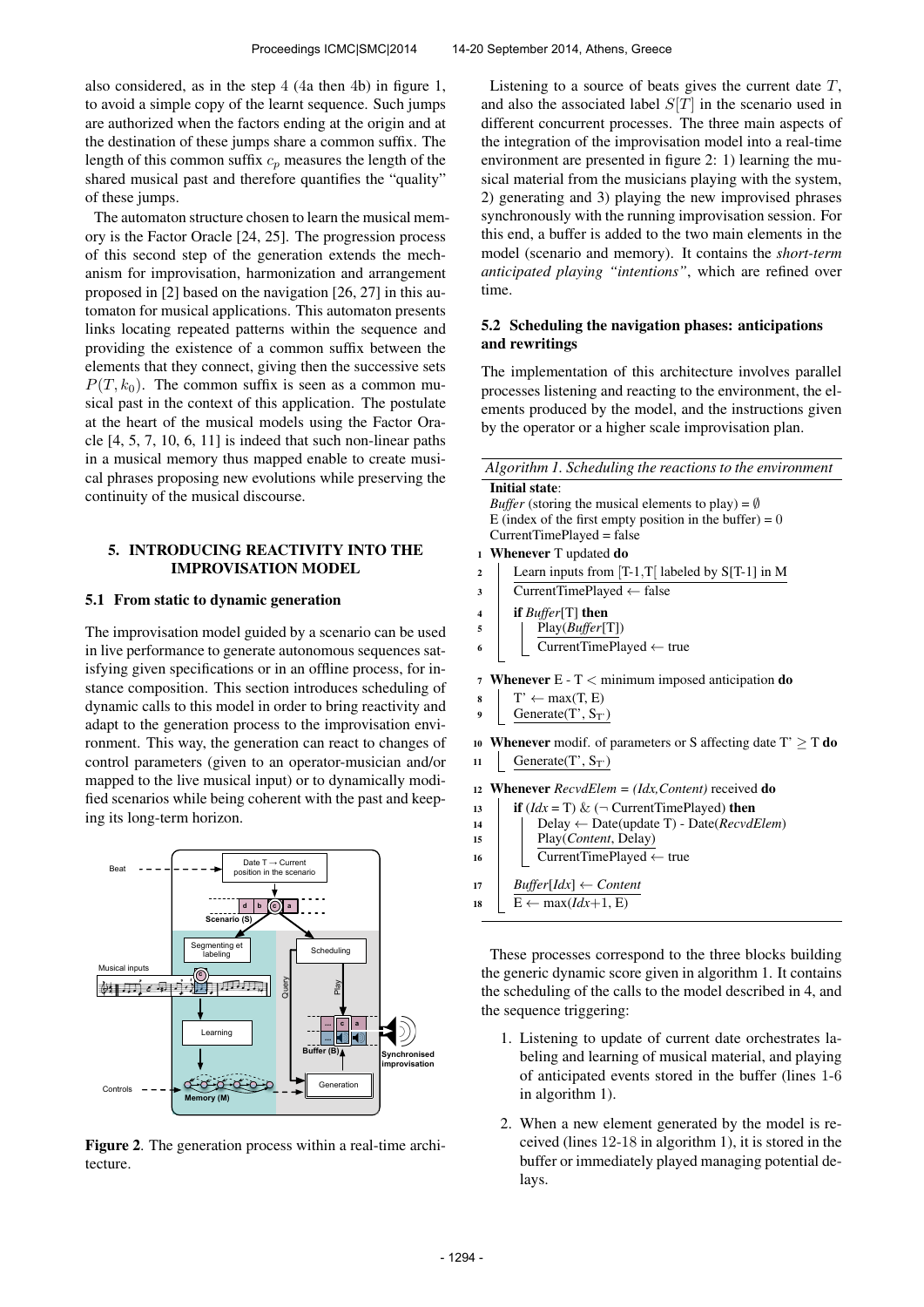also considered, as in the step 4 (4a then 4b) in figure 1, to avoid a simple copy of the learnt sequence. Such jumps are authorized when the factors ending at the origin and at the destination of these jumps share a common suffix. The length of this common suffix $c_p$ measures the length of the shared musical past and therefore quantifies the "quality" of these jumps.

The automaton structure chosen to learn the musical memory is the Factor Oracle [24, 25]. The progression process of this second step of the generation extends the mechanism for improvisation, harmonization and arrangement proposed in [2] based on the navigation [26, 27] in this automaton for musical applications. This automaton presents links locating repeated patterns within the sequence and providing the existence of a common suffix between the elements that they connect, giving then the successive sets $P(T, k_0)$. The common suffix is seen as a common musical past in the context of this application. The postulate at the heart of the musical models using the Factor Oracle [4, 5, 7, 10, 6, 11] is indeed that such non-linear paths in a musical memory thus mapped enable to create musical phrases proposing new evolutions while preserving the continuity of the musical discourse.

## 5. INTRODUCING REACTIVITY INTO THE IMPROVISATION MODEL

### 5.1 From static to dynamic generation

The improvisation model guided by a scenario can be used in live performance to generate autonomous sequences satisfying given specifications or in an offline process, for instance composition. This section introduces scheduling of dynamic calls to this model in order to bring reactivity and adapt to the generation process to the improvisation environment. This way, the generation can react to changes of control parameters (given to an operator-musician and/or mapped to the live musical input) or to dynamically modified scenarios while being coherent with the past and keeping its long-term horizon.

**Figure 2**. The generation process within a real-time architecture.

Listening to a source of beats gives the current date $T$, and also the associated label $S[T]$ in the scenario used in different concurrent processes. The three main aspects of the integration of the improvisation model into a real-time environment are presented in figure 2: 1) learning the musical material from the musicians playing with the system, 2) generating and 3) playing the new improvised phrases synchronously with the running improvisation session. For this end, a buffer is added to the two main elements in the model (scenario and memory). It contains the *short-term anticipated playing "intentions"*, which are refined over time.

### 5.2 Scheduling the navigation phases: anticipations and rewritings

The implementation of this architecture involves parallel processes listening and reacting to the environment, the elements produced by the model, and the instructions given by the operator or a higher scale improvisation plan.

*Algorithm 1. Scheduling the reactions to the environment*

```
Initial state:
Buffer (storing the musical elements to play) = ∅
E (index of the first empty position in the buffer) = 0
CurrentTimePlayed = false
1  Whenever T updated do
2      Learn inputs from [T-1,T[ labeled by S[T-1] in M
3      CurrentTimePlayed ← false
4      if Buffer[T] then
5          Play(Buffer[T])
6          CurrentTimePlayed ← true
7  Whenever E - T < minimum imposed anticipation do
8      T' ← max(T, E)
9      Generate(T', S_T')
10 Whenever modif. of parameters or S affecting date T' ≥ T do
11     Generate(T', S_T')
12 Whenever RecvdElem = (Idx,Content) received do
13     if (Idx = T) & (¬ CurrentTimePlayed) then
14         Delay ← Date(update T) - Date(RecvdElem)
15         Play(Content, Delay)
16         CurrentTimePlayed ← true
17     Buffer[Idx] ← Content
18     E ← max(Idx+1, E)
```

These processes correspond to the three blocks building the generic dynamic score given in algorithm 1. It contains the scheduling of the calls to the model described in 4, and the sequence triggering:

1. Listening to update of current date orchestrates labeling and learning of musical material, and playing of anticipated events stored in the buffer (lines 1-6 in algorithm 1).
2. When a new element generated by the model is received (lines 12-18 in algorithm 1), it is stored in the buffer or immediately played managing potential delays.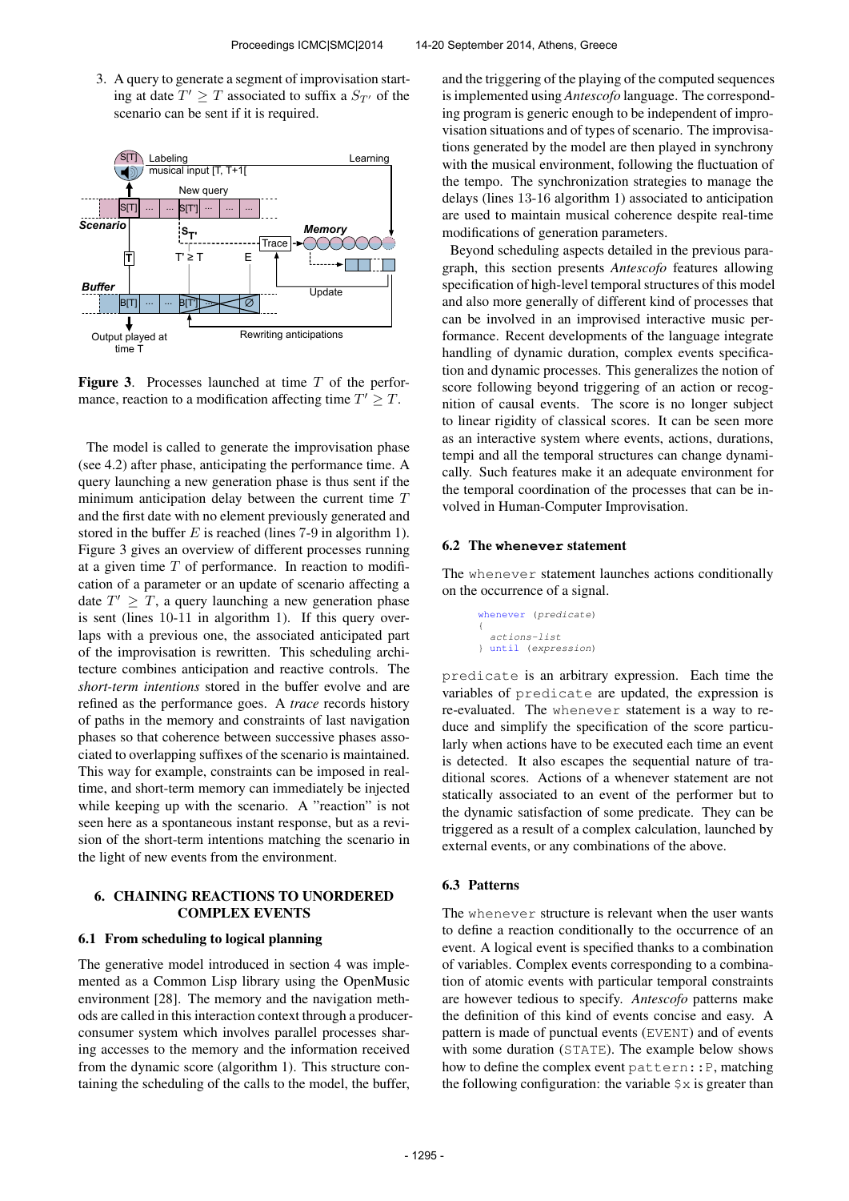3. A query to generate a segment of improvisation starting at date $T' \geq T$ associated to suffix a $S_{T'}$ of the scenario can be sent if it is required.

**Figure 3**. Processes launched at time $T$ of the performance, reaction to a modification affecting time $T' \geq T$.

The model is called to generate the improvisation phase (see 4.2) after phase, anticipating the performance time. A query launching a new generation phase is thus sent if the minimum anticipation delay between the current time $T$ and the first date with no element previously generated and stored in the buffer $E$ is reached (lines 7-9 in algorithm 1). Figure 3 gives an overview of different processes running at a given time $T$ of performance. In reaction to modification of a parameter or an update of scenario affecting a date $T' \geq T$, a query launching a new generation phase is sent (lines 10-11 in algorithm 1). If this query overlaps with a previous one, the associated anticipated part of the improvisation is rewritten. This scheduling architecture combines anticipation and reactive controls. The *short-term intentions* stored in the buffer evolve and are refined as the performance goes. A *trace* records history of paths in the memory and constraints of last navigation phases so that coherence between successive phases associated to overlapping suffixes of the scenario is maintained. This way for example, constraints can be imposed in real-time, and short-term memory can immediately be injected while keeping up with the scenario. A "reaction" is not seen here as a spontaneous instant response, but as a revision of the short-term intentions matching the scenario in the light of new events from the environment.

## 6. CHAINING REACTIONS TO UNORDERED COMPLEX EVENTS

### 6.1 From scheduling to logical planning

The generative model introduced in section 4 was implemented as a Common Lisp library using the OpenMusic environment [28]. The memory and the navigation methods are called in this interaction context through a producer-consumer system which involves parallel processes sharing accesses to the memory and the information received from the dynamic score (algorithm 1). This structure containing the scheduling of the calls to the model, the buffer, and the triggering of the playing of the computed sequences is implemented using *Antescofo* language. The corresponding program is generic enough to be independent of improvisation situations and of types of scenario. The improvisations generated by the model are then played in synchrony with the musical environment, following the fluctuation of the tempo. The synchronization strategies to manage the delays (lines 13-16 algorithm 1) associated to anticipation are used to maintain musical coherence despite real-time modifications of generation parameters.

Beyond scheduling aspects detailed in the previous paragraph, this section presents *Antescofo* features allowing specification of high-level temporal structures of this model and also more generally of different kind of processes that can be involved in an improvised interactive music performance. Recent developments of the language integrate handling of dynamic duration, complex events specification and dynamic processes. This generalizes the notion of score following beyond triggering of an action or recognition of causal events. The score is no longer subject to linear rigidity of classical scores. It can be seen more as an interactive system where events, actions, durations, tempi and all the temporal structures can change dynamically. Such features make it an adequate environment for the temporal coordination of the processes that can be involved in Human-Computer Improvisation.

### 6.2 The `whenever` statement

The `whenever` statement launches actions conditionally on the occurrence of a signal.

```
whenever (predicate)
{
  actions-list
} until (expression)
```

`predicate` is an arbitrary expression. Each time the variables of `predicate` are updated, the expression is re-evaluated. The `whenever` statement is a way to reduce and simplify the specification of the score particularly when actions have to be executed each time an event is detected. It also escapes the sequential nature of traditional scores. Actions of a whenever statement are not statically associated to an event of the performer but to the dynamic satisfaction of some predicate. They can be triggered as a result of a complex calculation, launched by external events, or any combinations of the above.

### 6.3 Patterns

The `whenever` structure is relevant when the user wants to define a reaction conditionally to the occurrence of an event. A logical event is specified thanks to a combination of variables. Complex events corresponding to a combination of atomic events with particular temporal constraints are however tedious to specify. *Antescofo* patterns make the definition of this kind of events concise and easy. A pattern is made of punctual events (`EVENT`) and of events with some duration (`STATE`). The example below shows how to define the complex event `pattern::P`, matching the following configuration: the variable `$x` is greater than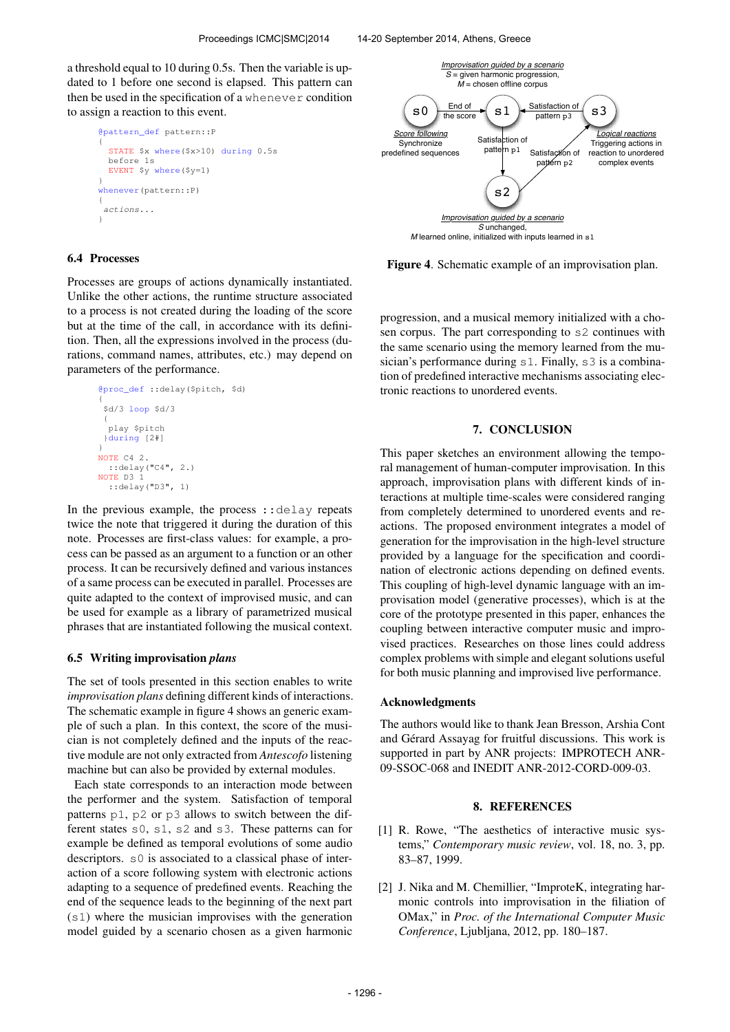a threshold equal to 10 during 0.5s. Then the variable is updated to 1 before one second is elapsed. This pattern can then be used in the specification of a `whenever` condition to assign a reaction to this event.

```
@pattern_def pattern::P
{
  STATE $x where($x>10) during 0.5s
  before 1s
  EVENT $y where($y=1)
}
whenever(pattern::P)
{
  actions...
}
```

### 6.4 Processes

Processes are groups of actions dynamically instantiated. Unlike the other actions, the runtime structure associated to a process is not created during the loading of the score but at the time of the call, in accordance with its definition. Then, all the expressions involved in the process (durations, command names, attributes, etc.) may depend on parameters of the performance.

```
@proc_def ::delay($pitch, $d)
{
  $d/3 loop $d/3
  {
   play $pitch
  }during [2#]
}
NOTE C4 2.
   ::delay("C4", 2.)
NOTE D3 1
   ::delay("D3", 1)
```

In the previous example, the process `::delay` repeats twice the note that triggered it during the duration of this note. Processes are first-class values: for example, a process can be passed as an argument to a function or an other process. It can be recursively defined and various instances of a same process can be executed in parallel. Processes are quite adapted to the context of improvised music, and can be used for example as a library of parametrized musical phrases that are instantiated following the musical context.

### 6.5 Writing improvisation *plans*

The set of tools presented in this section enables to write *improvisation plans* defining different kinds of interactions. The schematic example in figure 4 shows an generic example of such a plan. In this context, the score of the musician is not completely defined and the inputs of the reactive module are not only extracted from *Antescofo* listening machine but can also be provided by external modules.

Each state corresponds to an interaction mode between the performer and the system. Satisfaction of temporal patterns `p1`, `p2` or `p3` allows to switch between the different states `s0`, `s1`, `s2` and `s3`. These patterns can for example be defined as temporal evolutions of some audio descriptors. `s0` is associated to a classical phase of interaction of a score following system with electronic actions adapting to a sequence of predefined events. Reaching the end of the sequence leads to the beginning of the next part (`s1`) where the musician improvises with the generation model guided by a scenario chosen as a given harmonic progression, and a musical memory initialized with a chosen corpus. The part corresponding to `s2` continues with the same scenario using the memory learned from the musician's performance during `s1`. Finally, `s3` is a combination of predefined interactive mechanisms associating electronic reactions to unordered events.

*Improvisation guided by a scenario*
*S* = given harmonic progression,
*M* = chosen offline corpus

s0 —End of the score→ s1 —Satisfaction of pattern p1→ s2 —Satisfaction of pattern p2→ s3; s3 —Satisfaction of pattern p3→ s1

*Score following*: Synchronize predefined sequences

*Logical reactions*: Triggering actions in reaction to unordered complex events

*Improvisation guided by a scenario*
*S* unchanged,
*M* learned online, initialized with inputs learned in s1

**Figure 4**. Schematic example of an improvisation plan.

## 7. CONCLUSION

This paper sketches an environment allowing the temporal management of human-computer improvisation. In this approach, improvisation plans with different kinds of interactions at multiple time-scales were considered ranging from completely determined to unordered events and reactions. The proposed environment integrates a model of generation for the improvisation in the high-level structure provided by a language for the specification and coordination of electronic actions depending on defined events. This coupling of high-level dynamic language with an improvisation model (generative processes), which is at the core of the prototype presented in this paper, enhances the coupling between interactive computer music and improvised practices. Researches on those lines could address complex problems with simple and elegant solutions useful for both music planning and improvised live performance.

### Acknowledgments

The authors would like to thank Jean Bresson, Arshia Cont and Gérard Assayag for fruitful discussions. This work is supported in part by ANR projects: IMPROTECH ANR-09-SSOC-068 and INEDIT ANR-2012-CORD-009-03.

## 8. REFERENCES

[1] R. Rowe, "The aesthetics of interactive music systems," *Contemporary music review*, vol. 18, no. 3, pp. 83–87, 1999.

[2] J. Nika and M. Chemillier, "ImproteK, integrating harmonic controls into improvisation in the filiation of OMax," in *Proc. of the International Computer Music Conference*, Ljubljana, 2012, pp. 180–187.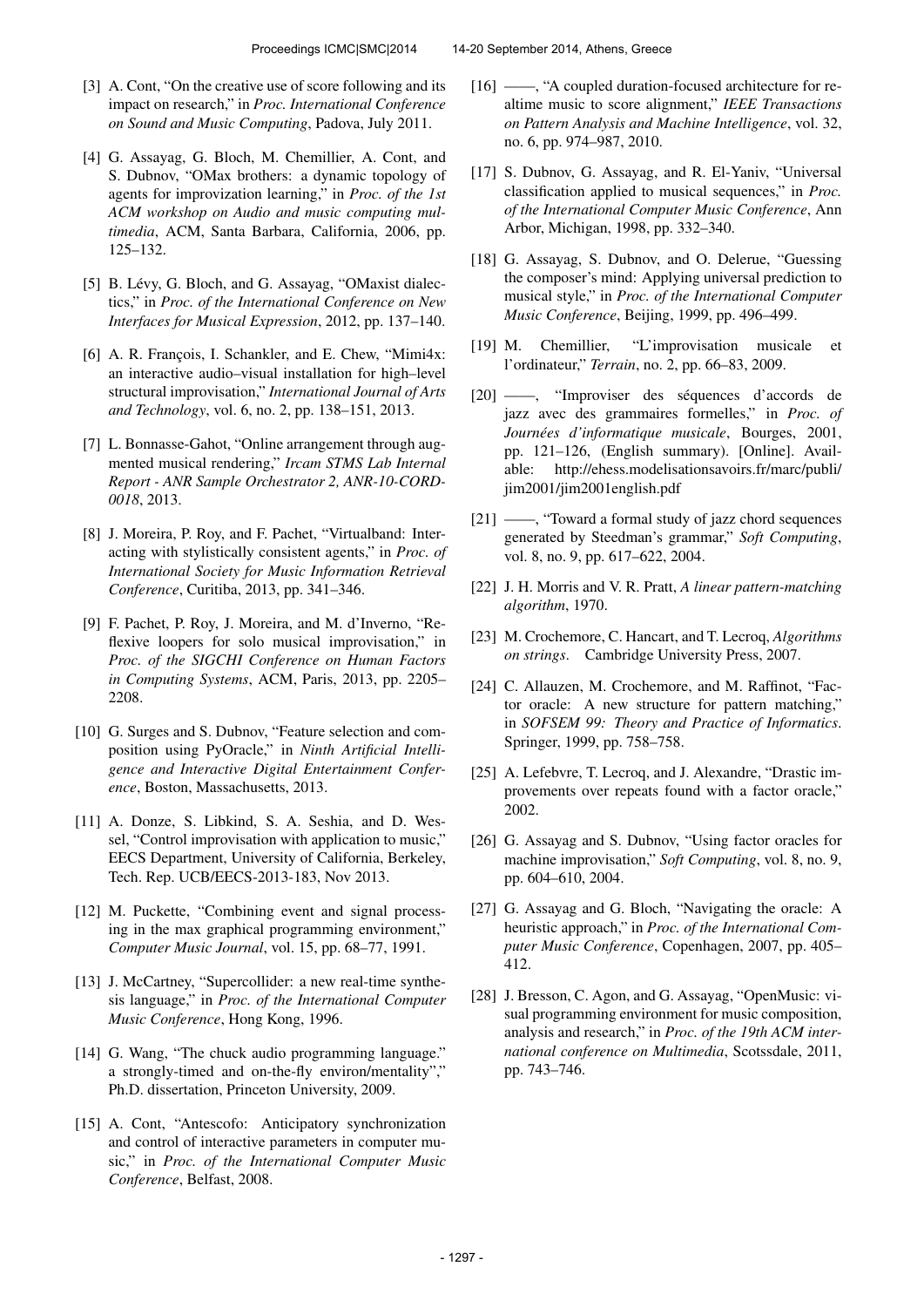[3] A. Cont, "On the creative use of score following and its impact on research," in *Proc. International Conference on Sound and Music Computing*, Padova, July 2011.

[4] G. Assayag, G. Bloch, M. Chemillier, A. Cont, and S. Dubnov, "OMax brothers: a dynamic topology of agents for improvization learning," in *Proc. of the 1st ACM workshop on Audio and music computing multimedia*, ACM, Santa Barbara, California, 2006, pp. 125–132.

[5] B. Lévy, G. Bloch, and G. Assayag, "OMaxist dialectics," in *Proc. of the International Conference on New Interfaces for Musical Expression*, 2012, pp. 137–140.

[6] A. R. François, I. Schankler, and E. Chew, "Mimi4x: an interactive audio–visual installation for high–level structural improvisation," *International Journal of Arts and Technology*, vol. 6, no. 2, pp. 138–151, 2013.

[7] L. Bonnasse-Gahot, "Online arrangement through augmented musical rendering," *Ircam STMS Lab Internal Report - ANR Sample Orchestrator 2, ANR-10-CORD-0018*, 2013.

[8] J. Moreira, P. Roy, and F. Pachet, "Virtualband: Interacting with stylistically consistent agents," in *Proc. of International Society for Music Information Retrieval Conference*, Curitiba, 2013, pp. 341–346.

[9] F. Pachet, P. Roy, J. Moreira, and M. d'Inverno, "Reflexive loopers for solo musical improvisation," in *Proc. of the SIGCHI Conference on Human Factors in Computing Systems*, ACM, Paris, 2013, pp. 2205–2208.

[10] G. Surges and S. Dubnov, "Feature selection and composition using PyOracle," in *Ninth Artificial Intelligence and Interactive Digital Entertainment Conference*, Boston, Massachusetts, 2013.

[11] A. Donze, S. Libkind, S. A. Seshia, and D. Wessel, "Control improvisation with application to music," EECS Department, University of California, Berkeley, Tech. Rep. UCB/EECS-2013-183, Nov 2013.

[12] M. Puckette, "Combining event and signal processing in the max graphical programming environment," *Computer Music Journal*, vol. 15, pp. 68–77, 1991.

[13] J. McCartney, "Supercollider: a new real-time synthesis language," in *Proc. of the International Computer Music Conference*, Hong Kong, 1996.

[14] G. Wang, "The chuck audio programming language." a strongly-timed and on-the-fly environ/mentality"," Ph.D. dissertation, Princeton University, 2009.

[15] A. Cont, "Antescofo: Anticipatory synchronization and control of interactive parameters in computer music," in *Proc. of the International Computer Music Conference*, Belfast, 2008.

[16] ——, "A coupled duration-focused architecture for realtime music to score alignment," *IEEE Transactions on Pattern Analysis and Machine Intelligence*, vol. 32, no. 6, pp. 974–987, 2010.

[17] S. Dubnov, G. Assayag, and R. El-Yaniv, "Universal classification applied to musical sequences," in *Proc. of the International Computer Music Conference*, Ann Arbor, Michigan, 1998, pp. 332–340.

[18] G. Assayag, S. Dubnov, and O. Delerue, "Guessing the composer's mind: Applying universal prediction to musical style," in *Proc. of the International Computer Music Conference*, Beijing, 1999, pp. 496–499.

[19] M. Chemillier, "L'improvisation musicale et l'ordinateur," *Terrain*, no. 2, pp. 66–83, 2009.

[20] ——, "Improviser des séquences d'accords de jazz avec des grammaires formelles," in *Proc. of Journées d'informatique musicale*, Bourges, 2001, pp. 121–126, (English summary). [Online]. Available: http://ehess.modelisationsavoirs.fr/marc/publi/jim2001/jim2001english.pdf

[21] ——, "Toward a formal study of jazz chord sequences generated by Steedman's grammar," *Soft Computing*, vol. 8, no. 9, pp. 617–622, 2004.

[22] J. H. Morris and V. R. Pratt, *A linear pattern-matching algorithm*, 1970.

[23] M. Crochemore, C. Hancart, and T. Lecroq, *Algorithms on strings*. Cambridge University Press, 2007.

[24] C. Allauzen, M. Crochemore, and M. Raffinot, "Factor oracle: A new structure for pattern matching," in *SOFSEM 99: Theory and Practice of Informatics*. Springer, 1999, pp. 758–758.

[25] A. Lefebvre, T. Lecroq, and J. Alexandre, "Drastic improvements over repeats found with a factor oracle," 2002.

[26] G. Assayag and S. Dubnov, "Using factor oracles for machine improvisation," *Soft Computing*, vol. 8, no. 9, pp. 604–610, 2004.

[27] G. Assayag and G. Bloch, "Navigating the oracle: A heuristic approach," in *Proc. of the International Computer Music Conference*, Copenhagen, 2007, pp. 405–412.

[28] J. Bresson, C. Agon, and G. Assayag, "OpenMusic: visual programming environment for music composition, analysis and research," in *Proc. of the 19th ACM international conference on Multimedia*, Scotssdale, 2011, pp. 743–746.